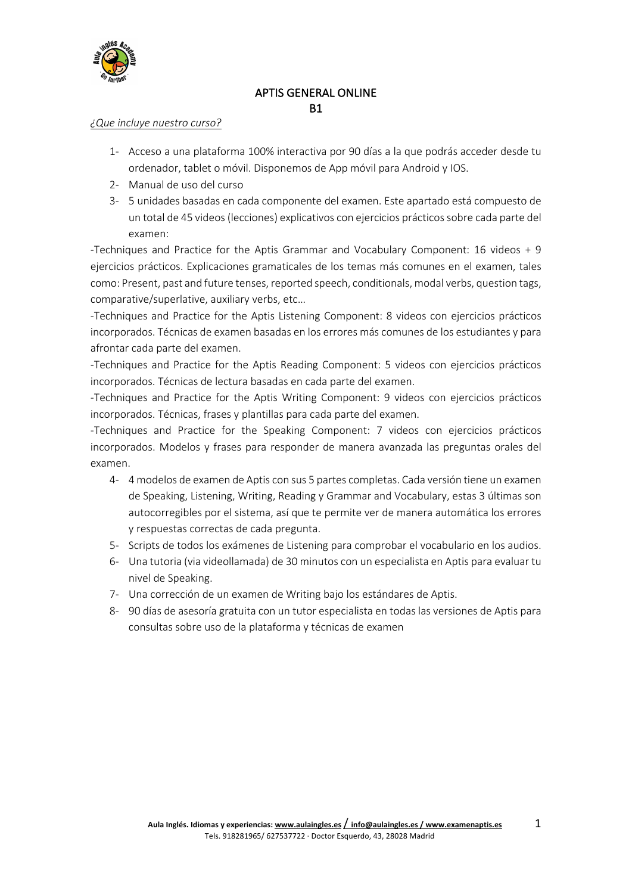# APTIS GENERAL ONLINE

## B1

*¿Que incluye nuestro curso?*

1- Acceso a una plataforma 100% interactiva por 90 días a la que podrás acceder desde tu ordenador, tablet o móvil. Disponemos de App móvil para Android y IOS.
2- Manual de uso del curso
3- 5 unidades basadas en cada componente del examen. Este apartado está compuesto de un total de 45 videos (lecciones) explicativos con ejercicios prácticos sobre cada parte del examen:

-Techniques and Practice for the Aptis Grammar and Vocabulary Component: 16 videos + 9 ejercicios prácticos. Explicaciones gramaticales de los temas más comunes en el examen, tales como: Present, past and future tenses, reported speech, conditionals, modal verbs, question tags, comparative/superlative, auxiliary verbs, etc…

-Techniques and Practice for the Aptis Listening Component: 8 videos con ejercicios prácticos incorporados. Técnicas de examen basadas en los errores más comunes de los estudiantes y para afrontar cada parte del examen.

-Techniques and Practice for the Aptis Reading Component: 5 videos con ejercicios prácticos incorporados. Técnicas de lectura basadas en cada parte del examen.

-Techniques and Practice for the Aptis Writing Component: 9 videos con ejercicios prácticos incorporados. Técnicas, frases y plantillas para cada parte del examen.

-Techniques and Practice for the Speaking Component: 7 videos con ejercicios prácticos incorporados. Modelos y frases para responder de manera avanzada las preguntas orales del examen.

4- 4 modelos de examen de Aptis con sus 5 partes completas. Cada versión tiene un examen de Speaking, Listening, Writing, Reading y Grammar and Vocabulary, estas 3 últimas son autocorregibles por el sistema, así que te permite ver de manera automática los errores y respuestas correctas de cada pregunta.
5- Scripts de todos los exámenes de Listening para comprobar el vocabulario en los audios.
6- Una tutoria (via videollamada) de 30 minutos con un especialista en Aptis para evaluar tu nivel de Speaking.
7- Una corrección de un examen de Writing bajo los estándares de Aptis.
8- 90 días de asesoría gratuita con un tutor especialista en todas las versiones de Aptis para consultas sobre uso de la plataforma y técnicas de examen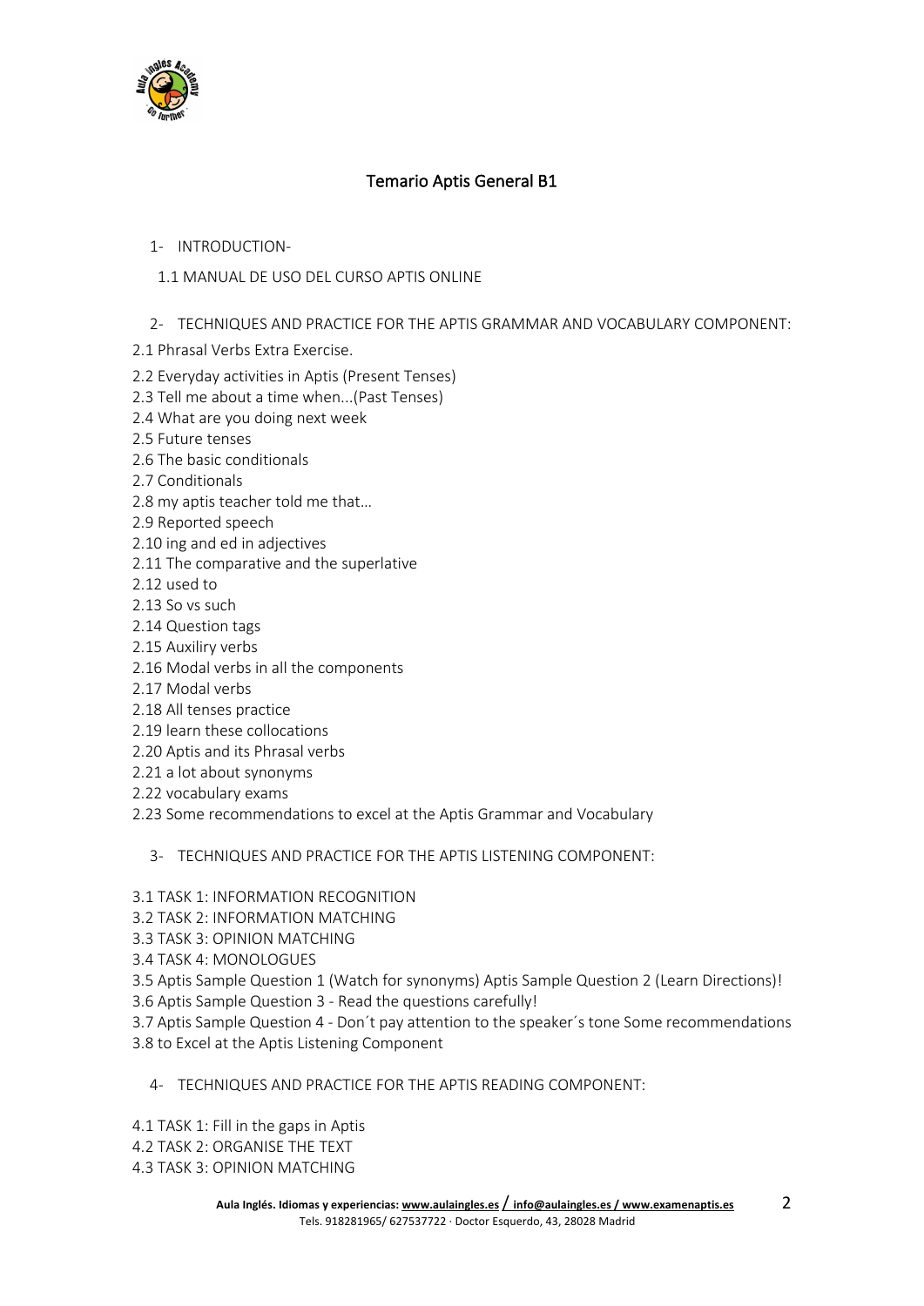# Temario Aptis General B1

1- INTRODUCTION-

1.1 MANUAL DE USO DEL CURSO APTIS ONLINE

2- TECHNIQUES AND PRACTICE FOR THE APTIS GRAMMAR AND VOCABULARY COMPONENT:

2.1 Phrasal Verbs Extra Exercise.
2.2 Everyday activities in Aptis (Present Tenses)
2.3 Tell me about a time when...(Past Tenses)
2.4 What are you doing next week
2.5 Future tenses
2.6 The basic conditionals
2.7 Conditionals
2.8 my aptis teacher told me that…
2.9 Reported speech
2.10 ing and ed in adjectives
2.11 The comparative and the superlative
2.12 used to
2.13 So vs such
2.14 Question tags
2.15 Auxiliry verbs
2.16 Modal verbs in all the components
2.17 Modal verbs
2.18 All tenses practice
2.19 learn these collocations
2.20 Aptis and its Phrasal verbs
2.21 a lot about synonyms
2.22 vocabulary exams
2.23 Some recommendations to excel at the Aptis Grammar and Vocabulary

3- TECHNIQUES AND PRACTICE FOR THE APTIS LISTENING COMPONENT:

3.1 TASK 1: INFORMATION RECOGNITION
3.2 TASK 2: INFORMATION MATCHING
3.3 TASK 3: OPINION MATCHING
3.4 TASK 4: MONOLOGUES
3.5 Aptis Sample Question 1 (Watch for synonyms) Aptis Sample Question 2 (Learn Directions)!
3.6 Aptis Sample Question 3 - Read the questions carefully!
3.7 Aptis Sample Question 4 - Don´t pay attention to the speaker´s tone Some recommendations
3.8 to Excel at the Aptis Listening Component

4- TECHNIQUES AND PRACTICE FOR THE APTIS READING COMPONENT:

4.1 TASK 1: Fill in the gaps in Aptis
4.2 TASK 2: ORGANISE THE TEXT
4.3 TASK 3: OPINION MATCHING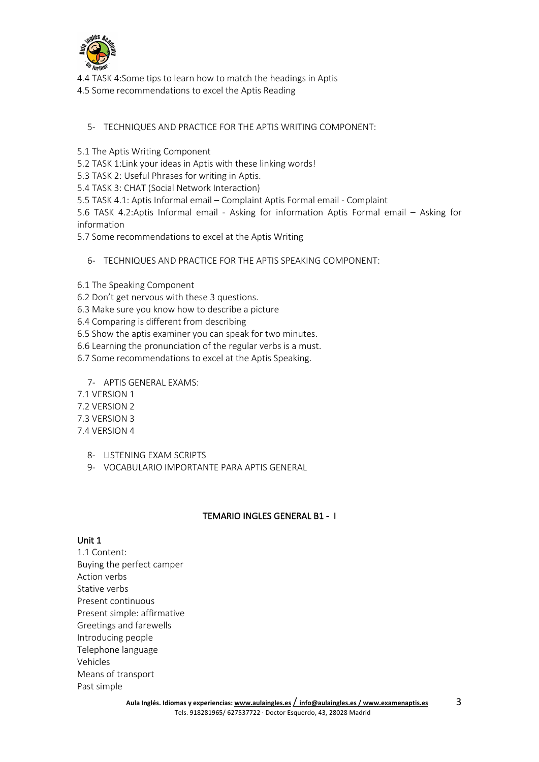4.4 TASK 4:Some tips to learn how to match the headings in Aptis
4.5 Some recommendations to excel the Aptis Reading

5- TECHNIQUES AND PRACTICE FOR THE APTIS WRITING COMPONENT:

5.1 The Aptis Writing Component
5.2 TASK 1:Link your ideas in Aptis with these linking words!
5.3 TASK 2: Useful Phrases for writing in Aptis.
5.4 TASK 3: CHAT (Social Network Interaction)
5.5 TASK 4.1: Aptis Informal email – Complaint Aptis Formal email - Complaint
5.6 TASK 4.2:Aptis Informal email - Asking for information Aptis Formal email – Asking for information
5.7 Some recommendations to excel at the Aptis Writing

6- TECHNIQUES AND PRACTICE FOR THE APTIS SPEAKING COMPONENT:

6.1 The Speaking Component
6.2 Don't get nervous with these 3 questions.
6.3 Make sure you know how to describe a picture
6.4 Comparing is different from describing
6.5 Show the aptis examiner you can speak for two minutes.
6.6 Learning the pronunciation of the regular verbs is a must.
6.7 Some recommendations to excel at the Aptis Speaking.

7- APTIS GENERAL EXAMS:
7.1 VERSION 1
7.2 VERSION 2
7.3 VERSION 3
7.4 VERSION 4

8- LISTENING EXAM SCRIPTS
9- VOCABULARIO IMPORTANTE PARA APTIS GENERAL

## TEMARIO INGLES GENERAL B1 - I

### Unit 1

1.1 Content:
Buying the perfect camper
Action verbs
Stative verbs
Present continuous
Present simple: affirmative
Greetings and farewells
Introducing people
Telephone language
Vehicles
Means of transport
Past simple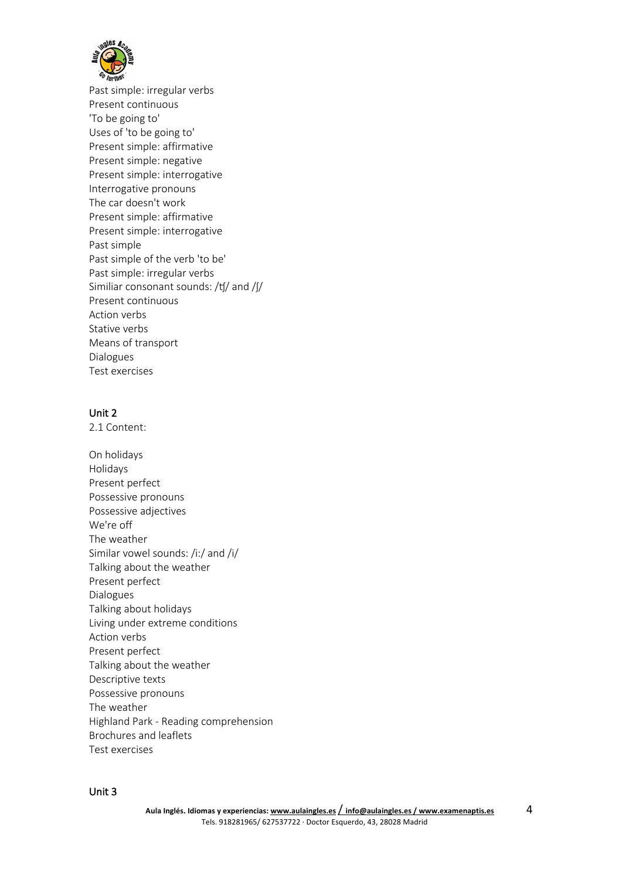Past simple: irregular verbs
Present continuous
'To be going to'
Uses of 'to be going to'
Present simple: affirmative
Present simple: negative
Present simple: interrogative
Interrogative pronouns
The car doesn't work
Present simple: affirmative
Present simple: interrogative
Past simple
Past simple of the verb 'to be'
Past simple: irregular verbs
Similiar consonant sounds: /ʧ/ and /ʃ/
Present continuous
Action verbs
Stative verbs
Means of transport
Dialogues
Test exercises

## Unit 2

2.1 Content:

On holidays
Holidays
Present perfect
Possessive pronouns
Possessive adjectives
We're off
The weather
Similar vowel sounds: /i:/ and /i/
Talking about the weather
Present perfect
Dialogues
Talking about holidays
Living under extreme conditions
Action verbs
Present perfect
Talking about the weather
Descriptive texts
Possessive pronouns
The weather
Highland Park - Reading comprehension
Brochures and leaflets
Test exercises

## Unit 3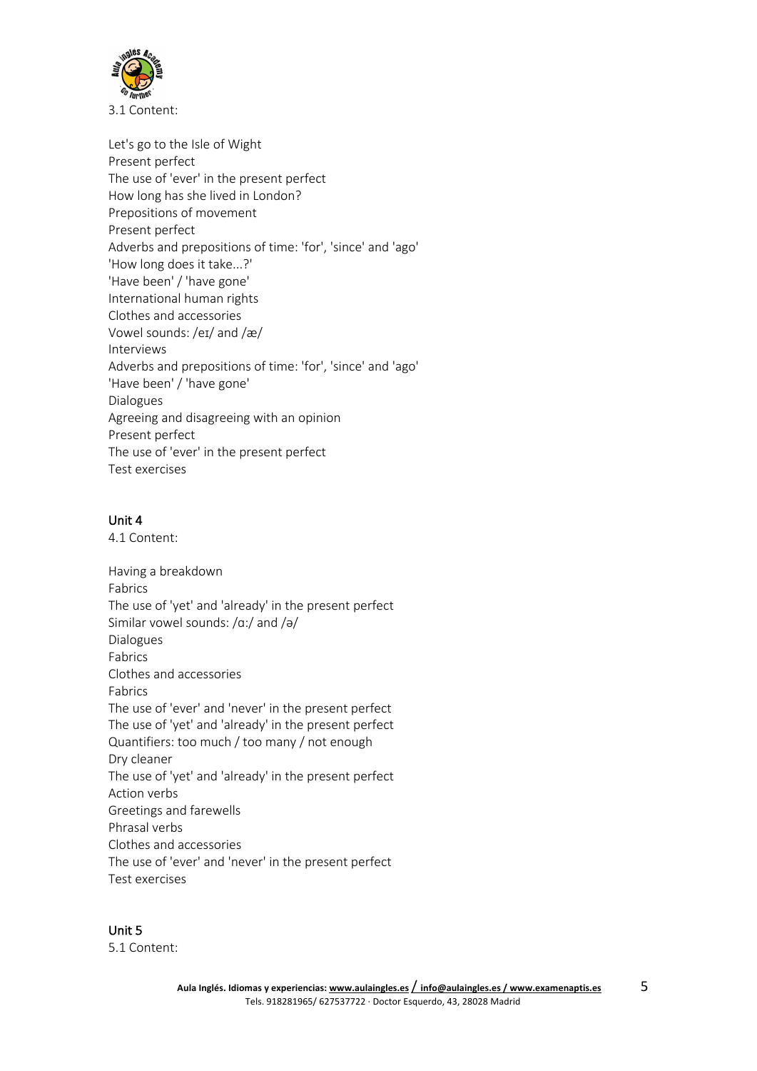3.1 Content:

Let's go to the Isle of Wight
Present perfect
The use of 'ever' in the present perfect
How long has she lived in London?
Prepositions of movement
Present perfect
Adverbs and prepositions of time: 'for', 'since' and 'ago'
'How long does it take...?'
'Have been' / 'have gone'
International human rights
Clothes and accessories
Vowel sounds: /eɪ/ and /æ/
Interviews
Adverbs and prepositions of time: 'for', 'since' and 'ago'
'Have been' / 'have gone'
Dialogues
Agreeing and disagreeing with an opinion
Present perfect
The use of 'ever' in the present perfect
Test exercises

## Unit 4

4.1 Content:

Having a breakdown
Fabrics
The use of 'yet' and 'already' in the present perfect
Similar vowel sounds: /ɑ:/ and /ə/
Dialogues
Fabrics
Clothes and accessories
Fabrics
The use of 'ever' and 'never' in the present perfect
The use of 'yet' and 'already' in the present perfect
Quantifiers: too much / too many / not enough
Dry cleaner
The use of 'yet' and 'already' in the present perfect
Action verbs
Greetings and farewells
Phrasal verbs
Clothes and accessories
The use of 'ever' and 'never' in the present perfect
Test exercises

## Unit 5

5.1 Content: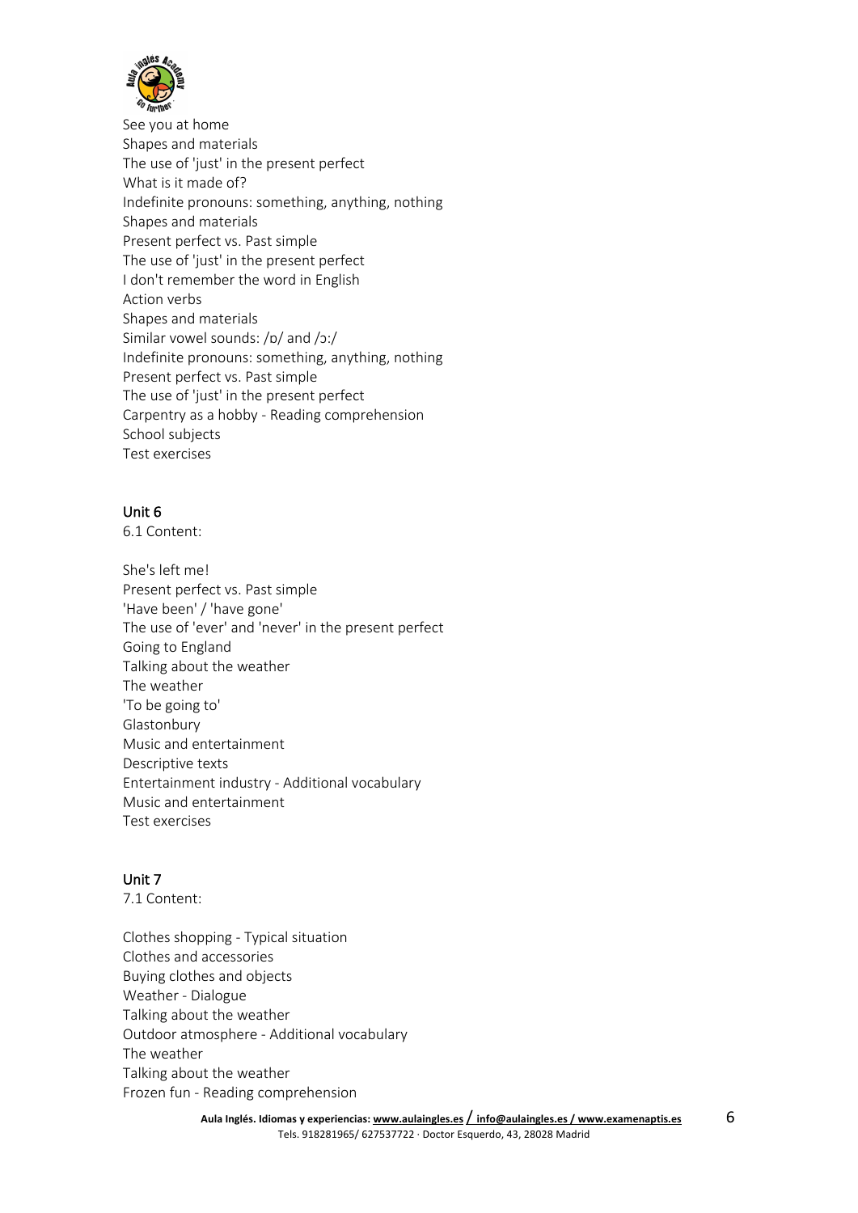See you at home
Shapes and materials
The use of 'just' in the present perfect
What is it made of?
Indefinite pronouns: something, anything, nothing
Shapes and materials
Present perfect vs. Past simple
The use of 'just' in the present perfect
I don't remember the word in English
Action verbs
Shapes and materials
Similar vowel sounds: /ɒ/ and /ɔː/
Indefinite pronouns: something, anything, nothing
Present perfect vs. Past simple
The use of 'just' in the present perfect
Carpentry as a hobby - Reading comprehension
School subjects
Test exercises

## Unit 6

6.1 Content:

She's left me!
Present perfect vs. Past simple
'Have been' / 'have gone'
The use of 'ever' and 'never' in the present perfect
Going to England
Talking about the weather
The weather
'To be going to'
Glastonbury
Music and entertainment
Descriptive texts
Entertainment industry - Additional vocabulary
Music and entertainment
Test exercises

## Unit 7

7.1 Content:

Clothes shopping - Typical situation
Clothes and accessories
Buying clothes and objects
Weather - Dialogue
Talking about the weather
Outdoor atmosphere - Additional vocabulary
The weather
Talking about the weather
Frozen fun - Reading comprehension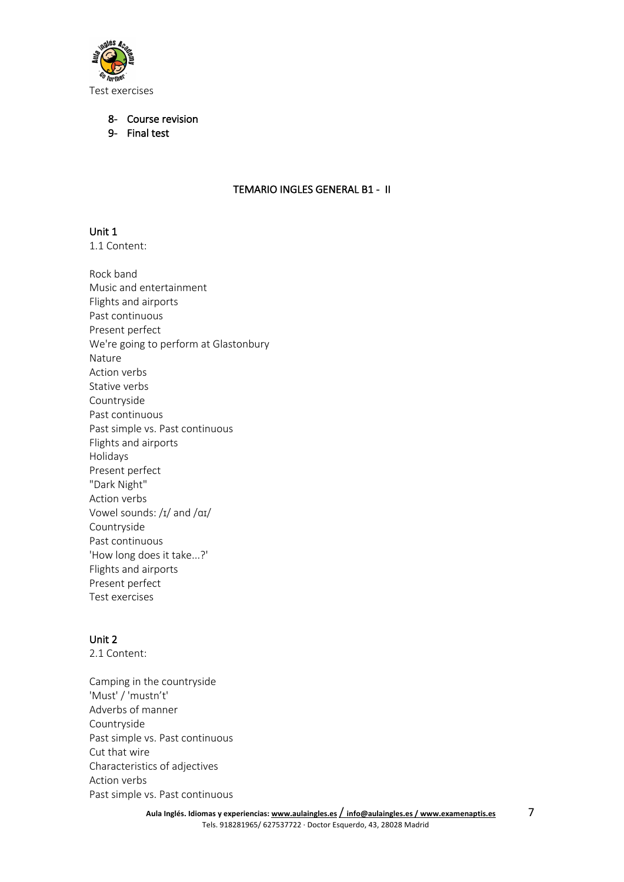Test exercises

8- Course revision
9- Final test

## TEMARIO INGLES GENERAL B1 - II

### Unit 1

1.1 Content:

Rock band
Music and entertainment
Flights and airports
Past continuous
Present perfect
We're going to perform at Glastonbury
Nature
Action verbs
Stative verbs
Countryside
Past continuous
Past simple vs. Past continuous
Flights and airports
Holidays
Present perfect
"Dark Night"
Action verbs
Vowel sounds: /ɪ/ and /ɑɪ/
Countryside
Past continuous
'How long does it take...?'
Flights and airports
Present perfect
Test exercises

### Unit 2

2.1 Content:

Camping in the countryside
'Must' / 'mustn't'
Adverbs of manner
Countryside
Past simple vs. Past continuous
Cut that wire
Characteristics of adjectives
Action verbs
Past simple vs. Past continuous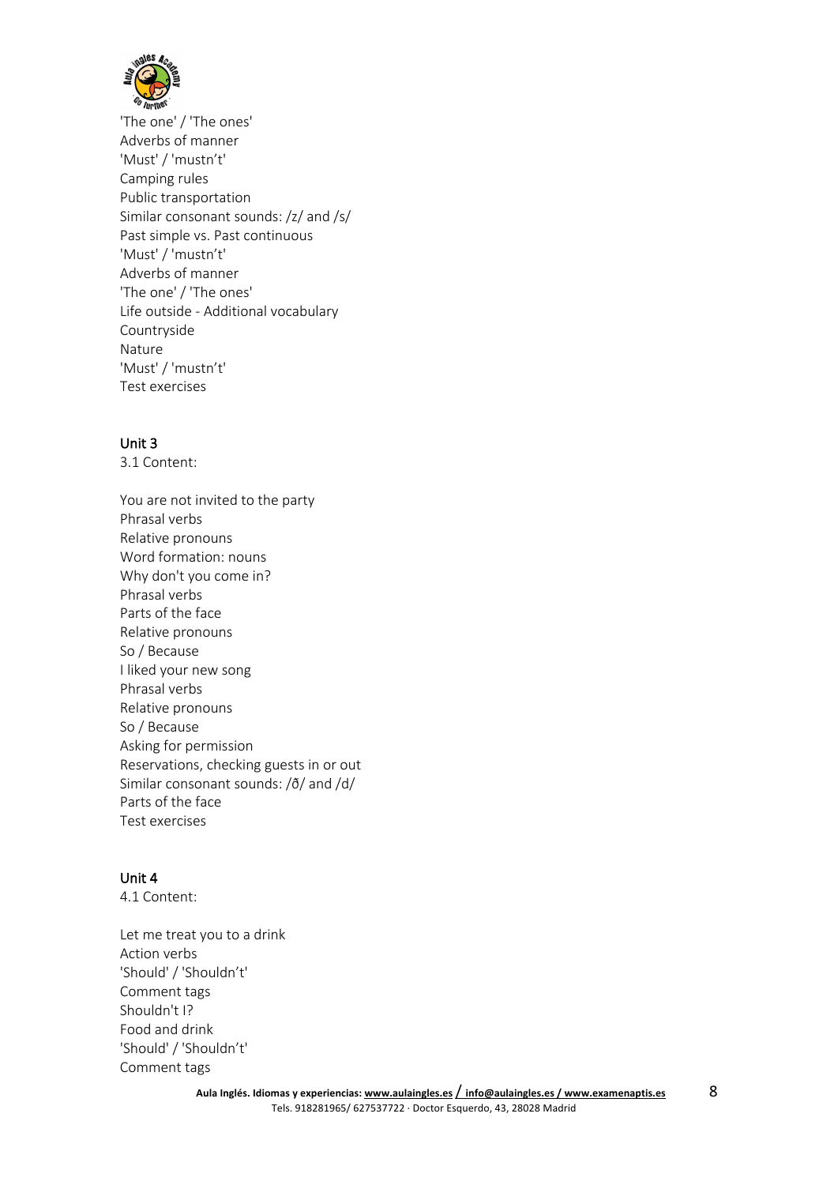'The one' / 'The ones'
Adverbs of manner
'Must' / 'mustn't'
Camping rules
Public transportation
Similar consonant sounds: /z/ and /s/
Past simple vs. Past continuous
'Must' / 'mustn't'
Adverbs of manner
'The one' / 'The ones'
Life outside - Additional vocabulary
Countryside
Nature
'Must' / 'mustn't'
Test exercises

## Unit 3

3.1 Content:

You are not invited to the party
Phrasal verbs
Relative pronouns
Word formation: nouns
Why don't you come in?
Phrasal verbs
Parts of the face
Relative pronouns
So / Because
I liked your new song
Phrasal verbs
Relative pronouns
So / Because
Asking for permission
Reservations, checking guests in or out
Similar consonant sounds: /ð/ and /d/
Parts of the face
Test exercises

## Unit 4

4.1 Content:

Let me treat you to a drink
Action verbs
'Should' / 'Shouldn't'
Comment tags
Shouldn't I?
Food and drink
'Should' / 'Shouldn't'
Comment tags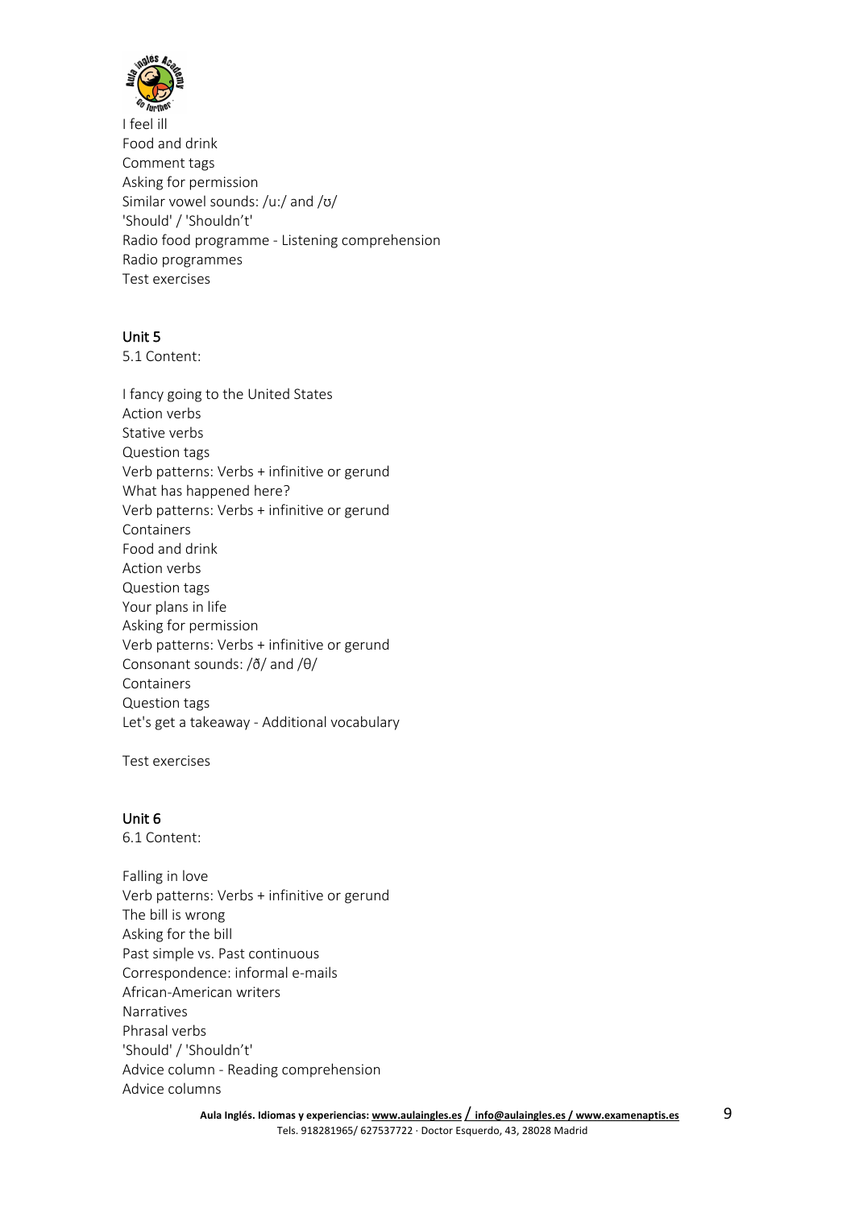I feel ill
Food and drink
Comment tags
Asking for permission
Similar vowel sounds: /u:/ and /ʊ/
'Should' / 'Shouldn't'
Radio food programme - Listening comprehension
Radio programmes
Test exercises

## Unit 5

5.1 Content:

I fancy going to the United States
Action verbs
Stative verbs
Question tags
Verb patterns: Verbs + infinitive or gerund
What has happened here?
Verb patterns: Verbs + infinitive or gerund
Containers
Food and drink
Action verbs
Question tags
Your plans in life
Asking for permission
Verb patterns: Verbs + infinitive or gerund
Consonant sounds: /ð/ and /θ/
Containers
Question tags
Let's get a takeaway - Additional vocabulary

Test exercises

## Unit 6

6.1 Content:

Falling in love
Verb patterns: Verbs + infinitive or gerund
The bill is wrong
Asking for the bill
Past simple vs. Past continuous
Correspondence: informal e-mails
African-American writers
Narratives
Phrasal verbs
'Should' / 'Shouldn't'
Advice column - Reading comprehension
Advice columns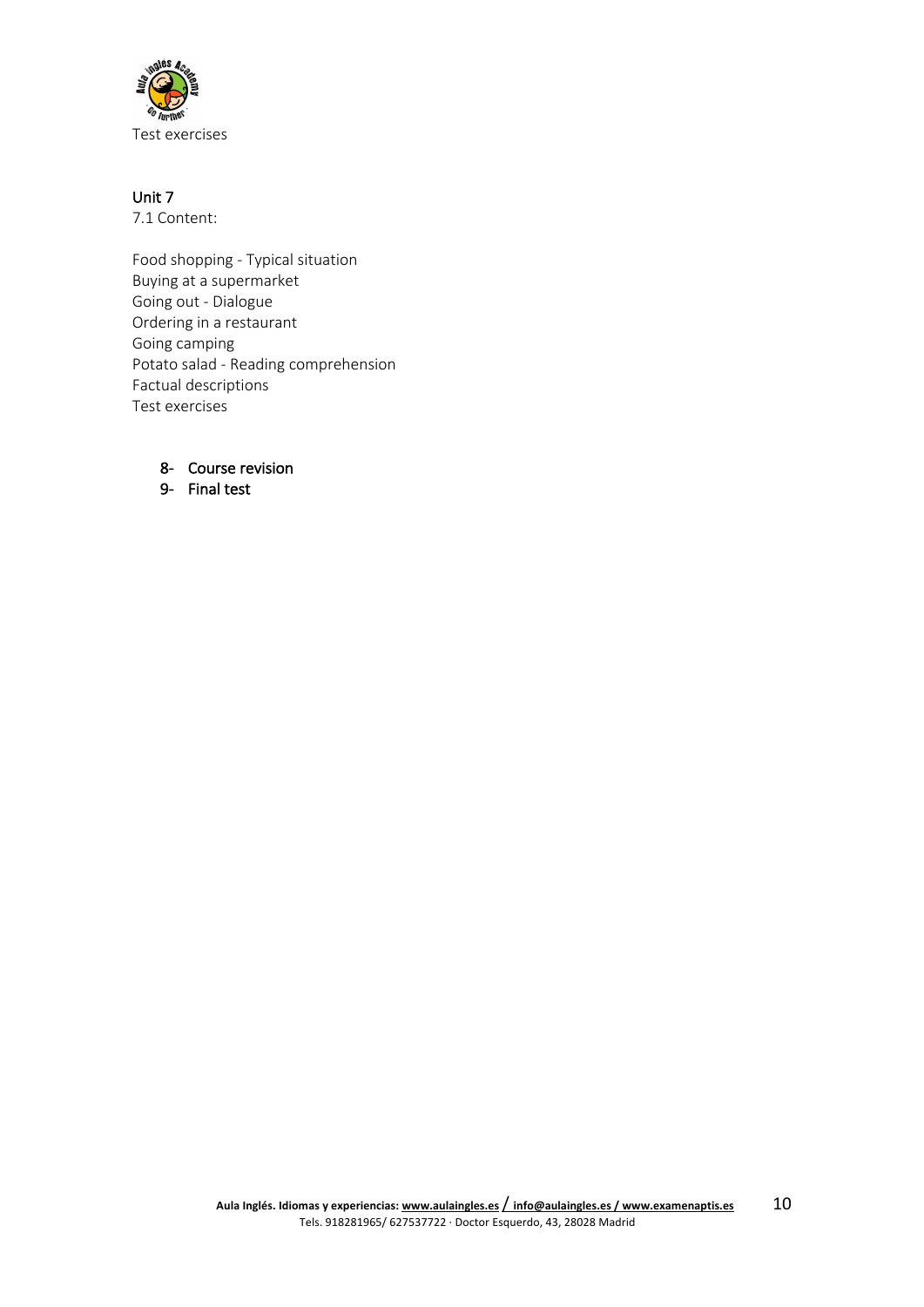Test exercises

## Unit 7

7.1 Content:

Food shopping - Typical situation
Buying at a supermarket
Going out - Dialogue
Ordering in a restaurant
Going camping
Potato salad - Reading comprehension
Factual descriptions
Test exercises

8- Course revision
9- Final test